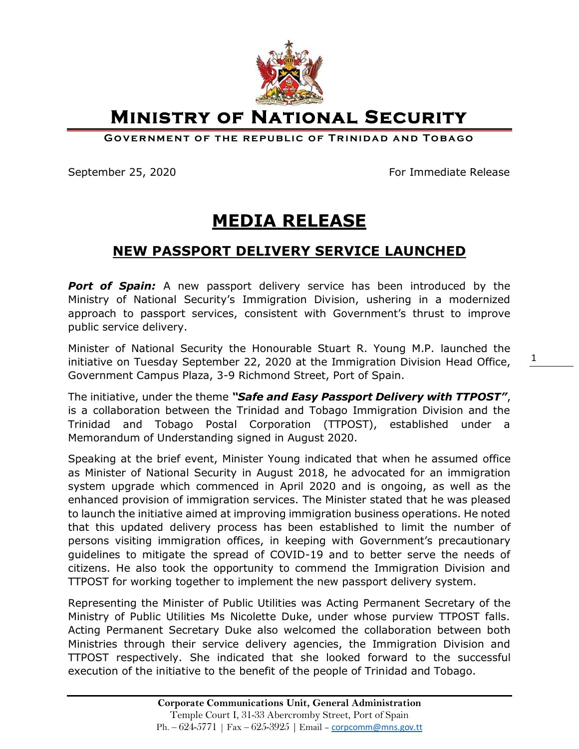# Ministry of National Security

**Government of the republic of Trinidad and Tobago**

September 25, 2020 For Immediate Release

# MEDIA RELEASE

## NEW PASSPORT DELIVERY SERVICE LAUNCHED

***Port of Spain:*** A new passport delivery service has been introduced by the Ministry of National Security's Immigration Division, ushering in a modernized approach to passport services, consistent with Government's thrust to improve public service delivery.

Minister of National Security the Honourable Stuart R. Young M.P. launched the initiative on Tuesday September 22, 2020 at the Immigration Division Head Office, Government Campus Plaza, 3-9 Richmond Street, Port of Spain.

The initiative, under the theme ***"Safe and Easy Passport Delivery with TTPOST"***, is a collaboration between the Trinidad and Tobago Immigration Division and the Trinidad and Tobago Postal Corporation (TTPOST), established under a Memorandum of Understanding signed in August 2020.

Speaking at the brief event, Minister Young indicated that when he assumed office as Minister of National Security in August 2018, he advocated for an immigration system upgrade which commenced in April 2020 and is ongoing, as well as the enhanced provision of immigration services. The Minister stated that he was pleased to launch the initiative aimed at improving immigration business operations. He noted that this updated delivery process has been established to limit the number of persons visiting immigration offices, in keeping with Government's precautionary guidelines to mitigate the spread of COVID-19 and to better serve the needs of citizens. He also took the opportunity to commend the Immigration Division and TTPOST for working together to implement the new passport delivery system.

Representing the Minister of Public Utilities was Acting Permanent Secretary of the Ministry of Public Utilities Ms Nicolette Duke, under whose purview TTPOST falls. Acting Permanent Secretary Duke also welcomed the collaboration between both Ministries through their service delivery agencies, the Immigration Division and TTPOST respectively. She indicated that she looked forward to the successful execution of the initiative to the benefit of the people of Trinidad and Tobago.

**Corporate Communications Unit, General Administration**
Temple Court I, 31-33 Abercromby Street, Port of Spain
Ph. – 624-5771 | Fax – 625-3925 | Email – corpcomm@mns.gov.tt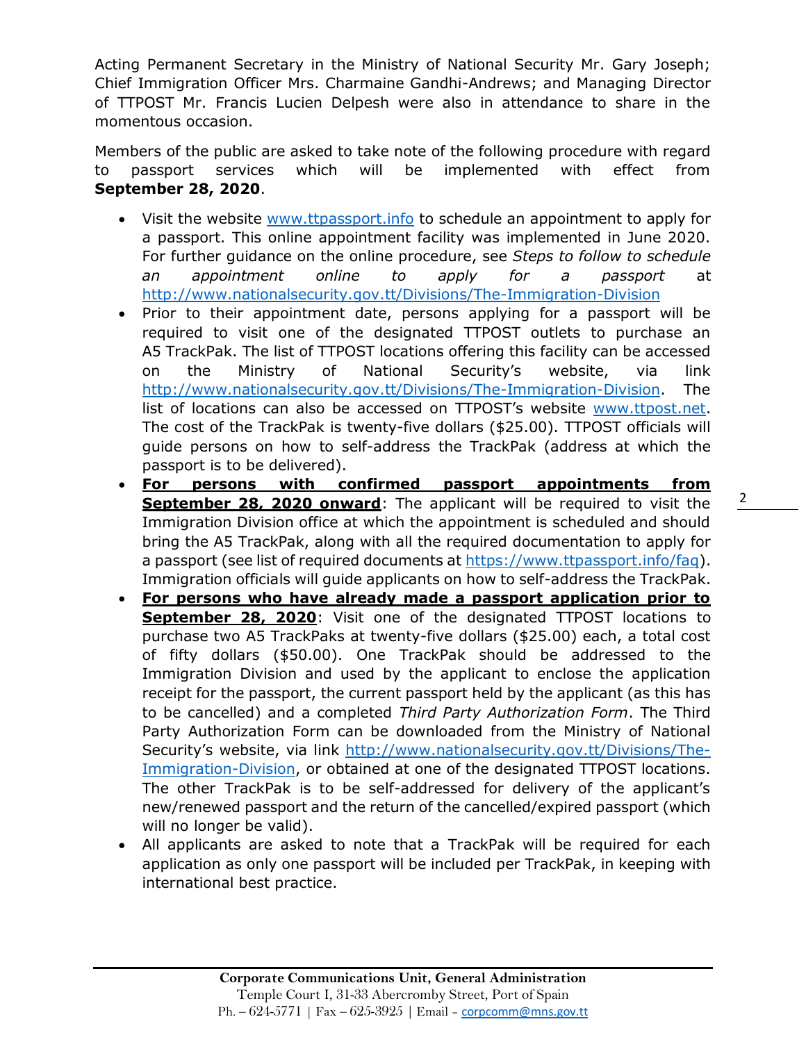Acting Permanent Secretary in the Ministry of National Security Mr. Gary Joseph; Chief Immigration Officer Mrs. Charmaine Gandhi-Andrews; and Managing Director of TTPOST Mr. Francis Lucien Delpesh were also in attendance to share in the momentous occasion.

Members of the public are asked to take note of the following procedure with regard to passport services which will be implemented with effect from **September 28, 2020**.

- Visit the website [www.ttpassport.info](www.ttpassport.info) to schedule an appointment to apply for a passport. This online appointment facility was implemented in June 2020. For further guidance on the online procedure, see *Steps to follow to schedule an appointment online to apply for a passport* at [http://www.nationalsecurity.gov.tt/Divisions/The-Immigration-Division](http://www.nationalsecurity.gov.tt/Divisions/The-Immigration-Division)
- Prior to their appointment date, persons applying for a passport will be required to visit one of the designated TTPOST outlets to purchase an A5 TrackPak. The list of TTPOST locations offering this facility can be accessed on the Ministry of National Security's website, via link [http://www.nationalsecurity.gov.tt/Divisions/The-Immigration-Division](http://www.nationalsecurity.gov.tt/Divisions/The-Immigration-Division). The list of locations can also be accessed on TTPOST's website [www.ttpost.net](www.ttpost.net). The cost of the TrackPak is twenty-five dollars ($25.00). TTPOST officials will guide persons on how to self-address the TrackPak (address at which the passport is to be delivered).
- **<u>For persons with confirmed passport appointments from September 28, 2020 onward</u>**: The applicant will be required to visit the Immigration Division office at which the appointment is scheduled and should bring the A5 TrackPak, along with all the required documentation to apply for a passport (see list of required documents at [https://www.ttpassport.info/faq](https://www.ttpassport.info/faq)). Immigration officials will guide applicants on how to self-address the TrackPak.
- **<u>For persons who have already made a passport application prior to September 28, 2020</u>**: Visit one of the designated TTPOST locations to purchase two A5 TrackPaks at twenty-five dollars ($25.00) each, a total cost of fifty dollars ($50.00). One TrackPak should be addressed to the Immigration Division and used by the applicant to enclose the application receipt for the passport, the current passport held by the applicant (as this has to be cancelled) and a completed *Third Party Authorization Form*. The Third Party Authorization Form can be downloaded from the Ministry of National Security's website, via link [http://www.nationalsecurity.gov.tt/Divisions/The-Immigration-Division](http://www.nationalsecurity.gov.tt/Divisions/The-Immigration-Division), or obtained at one of the designated TTPOST locations. The other TrackPak is to be self-addressed for delivery of the applicant's new/renewed passport and the return of the cancelled/expired passport (which will no longer be valid).
- All applicants are asked to note that a TrackPak will be required for each application as only one passport will be included per TrackPak, in keeping with international best practice.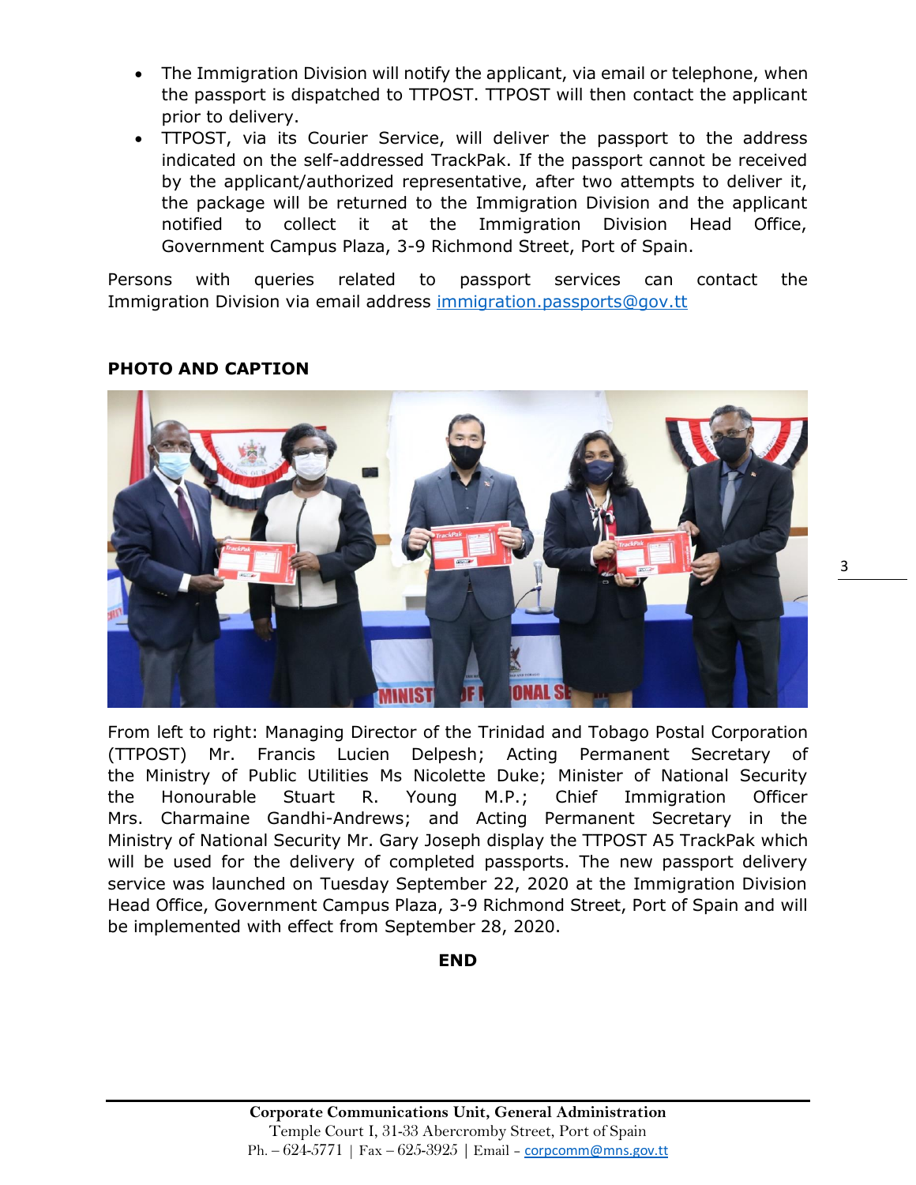- The Immigration Division will notify the applicant, via email or telephone, when the passport is dispatched to TTPOST. TTPOST will then contact the applicant prior to delivery.
- TTPOST, via its Courier Service, will deliver the passport to the address indicated on the self-addressed TrackPak. If the passport cannot be received by the applicant/authorized representative, after two attempts to deliver it, the package will be returned to the Immigration Division and the applicant notified to collect it at the Immigration Division Head Office, Government Campus Plaza, 3-9 Richmond Street, Port of Spain.

Persons with queries related to passport services can contact the Immigration Division via email address immigration.passports@gov.tt

**PHOTO AND CAPTION**

From left to right: Managing Director of the Trinidad and Tobago Postal Corporation (TTPOST) Mr. Francis Lucien Delpesh; Acting Permanent Secretary of the Ministry of Public Utilities Ms Nicolette Duke; Minister of National Security the Honourable Stuart R. Young M.P.; Chief Immigration Officer Mrs. Charmaine Gandhi-Andrews; and Acting Permanent Secretary in the Ministry of National Security Mr. Gary Joseph display the TTPOST A5 TrackPak which will be used for the delivery of completed passports. The new passport delivery service was launched on Tuesday September 22, 2020 at the Immigration Division Head Office, Government Campus Plaza, 3-9 Richmond Street, Port of Spain and will be implemented with effect from September 28, 2020.

**END**

**Corporate Communications Unit, General Administration**
Temple Court I, 31-33 Abercromby Street, Port of Spain
Ph. – 624-5771 | Fax – 625-3925 | Email – corpcomm@mns.gov.tt